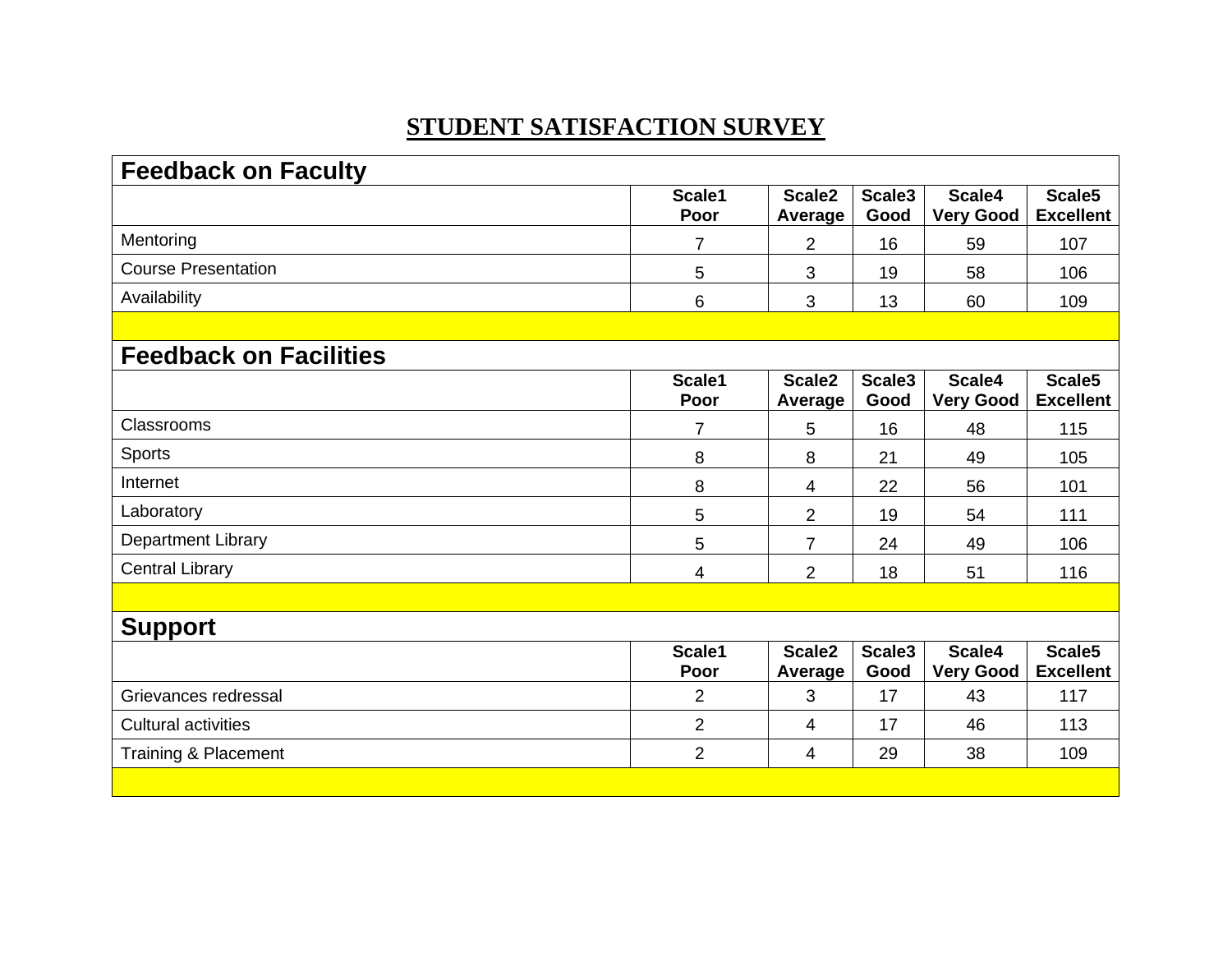# STUDENT SATISFACTION SURVEY

## Feedback on Faculty

| | Scale1 Poor | Scale2 Average | Scale3 Good | Scale4 Very Good | Scale5 Excellent |
|---|---|---|---|---|---|
| Mentoring | 7 | 2 | 16 | 59 | 107 |
| Course Presentation | 5 | 3 | 19 | 58 | 106 |
| Availability | 6 | 3 | 13 | 60 | 109 |

## Feedback on Facilities

| | Scale1 Poor | Scale2 Average | Scale3 Good | Scale4 Very Good | Scale5 Excellent |
|---|---|---|---|---|---|
| Classrooms | 7 | 5 | 16 | 48 | 115 |
| Sports | 8 | 8 | 21 | 49 | 105 |
| Internet | 8 | 4 | 22 | 56 | 101 |
| Laboratory | 5 | 2 | 19 | 54 | 111 |
| Department Library | 5 | 7 | 24 | 49 | 106 |
| Central Library | 4 | 2 | 18 | 51 | 116 |

## Support

| | Scale1 Poor | Scale2 Average | Scale3 Good | Scale4 Very Good | Scale5 Excellent |
|---|---|---|---|---|---|
| Grievances redressal | 2 | 3 | 17 | 43 | 117 |
| Cultural activities | 2 | 4 | 17 | 46 | 113 |
| Training & Placement | 2 | 4 | 29 | 38 | 109 |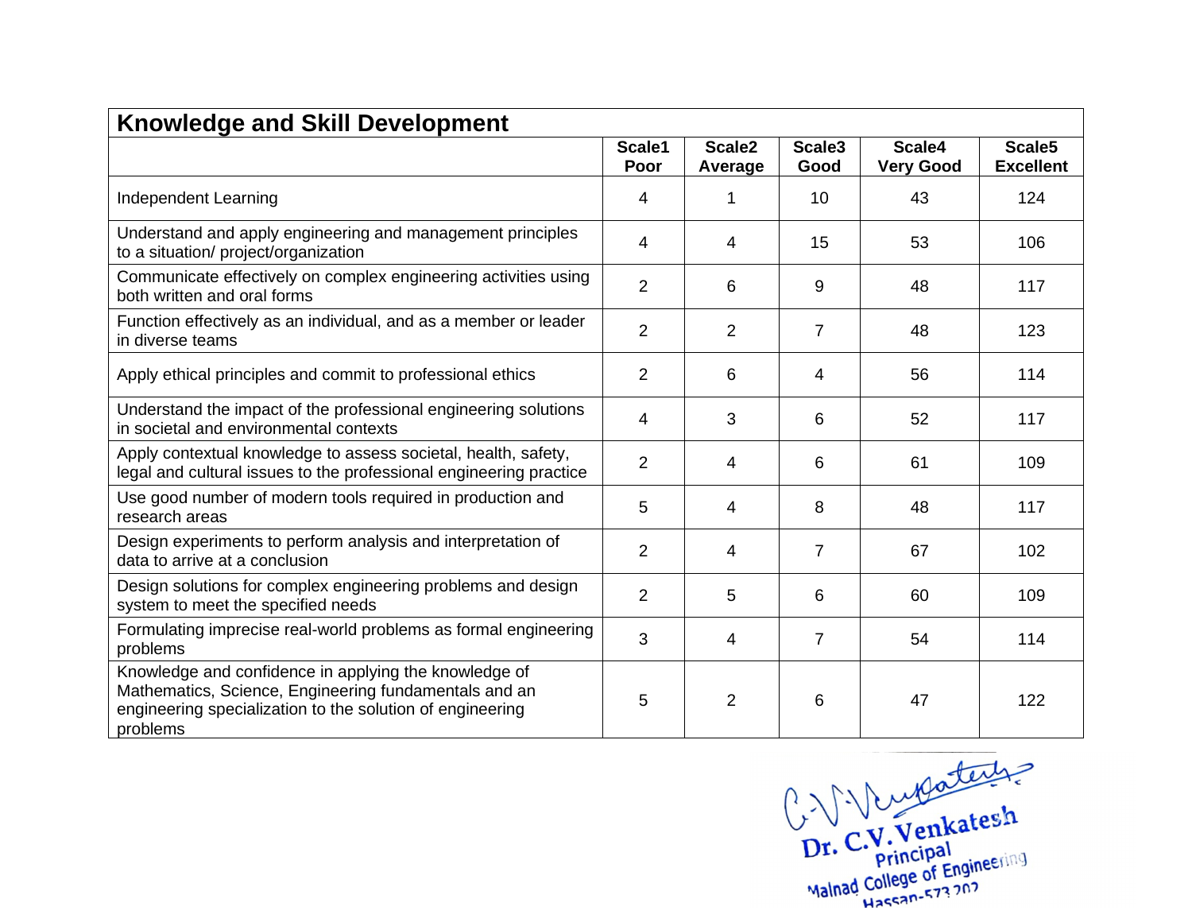| Knowledge and Skill Development | | | | | |
|---|---|---|---|---|---|
| | **Scale1 Poor** | **Scale2 Average** | **Scale3 Good** | **Scale4 Very Good** | **Scale5 Excellent** |
| Independent Learning | 4 | 1 | 10 | 43 | 124 |
| Understand and apply engineering and management principles to a situation/ project/organization | 4 | 4 | 15 | 53 | 106 |
| Communicate effectively on complex engineering activities using both written and oral forms | 2 | 6 | 9 | 48 | 117 |
| Function effectively as an individual, and as a member or leader in diverse teams | 2 | 2 | 7 | 48 | 123 |
| Apply ethical principles and commit to professional ethics | 2 | 6 | 4 | 56 | 114 |
| Understand the impact of the professional engineering solutions in societal and environmental contexts | 4 | 3 | 6 | 52 | 117 |
| Apply contextual knowledge to assess societal, health, safety, legal and cultural issues to the professional engineering practice | 2 | 4 | 6 | 61 | 109 |
| Use good number of modern tools required in production and research areas | 5 | 4 | 8 | 48 | 117 |
| Design experiments to perform analysis and interpretation of data to arrive at a conclusion | 2 | 4 | 7 | 67 | 102 |
| Design solutions for complex engineering problems and design system to meet the specified needs | 2 | 5 | 6 | 60 | 109 |
| Formulating imprecise real-world problems as formal engineering problems | 3 | 4 | 7 | 54 | 114 |
| Knowledge and confidence in applying the knowledge of Mathematics, Science, Engineering fundamentals and an engineering specialization to the solution of engineering problems | 5 | 2 | 6 | 47 | 122 |

Dr. C.V. Venkatesh
Principal
Malnad College of Engineering
Hassan-573 202